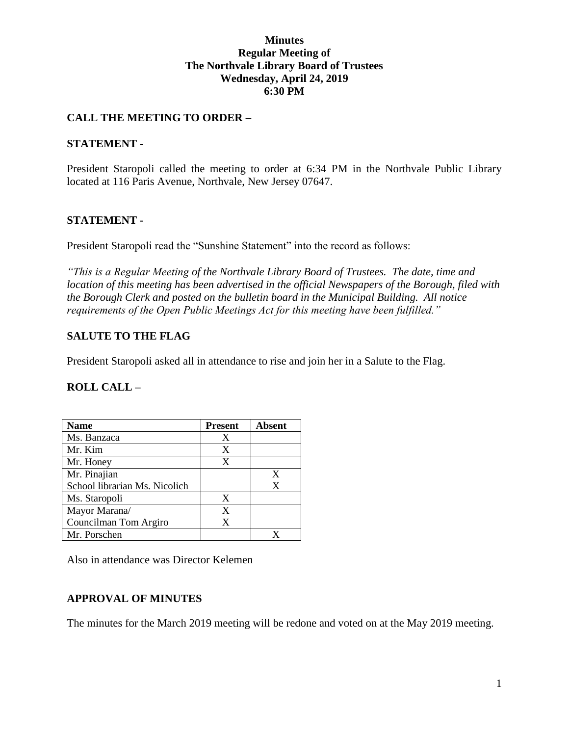# Minutes
# Regular Meeting of
# The Northvale Library Board of Trustees
# Wednesday, April 24, 2019
# 6:30 PM

## CALL THE MEETING TO ORDER –

## STATEMENT -

President Staropoli called the meeting to order at 6:34 PM in the Northvale Public Library located at 116 Paris Avenue, Northvale, New Jersey 07647.

## STATEMENT -

President Staropoli read the "Sunshine Statement" into the record as follows:

*"This is a Regular Meeting of the Northvale Library Board of Trustees. The date, time and location of this meeting has been advertised in the official Newspapers of the Borough, filed with the Borough Clerk and posted on the bulletin board in the Municipal Building. All notice requirements of the Open Public Meetings Act for this meeting have been fulfilled."*

## SALUTE TO THE FLAG

President Staropoli asked all in attendance to rise and join her in a Salute to the Flag.

## ROLL CALL –

| Name | Present | Absent |
|---|---|---|
| Ms. Banzaca | X | |
| Mr. Kim | X | |
| Mr. Honey | X | |
| Mr. Pinajian | | X |
| School librarian Ms. Nicolich | | X |
| Ms. Staropoli | X | |
| Mayor Marana/ | X | |
| Councilman Tom Argiro | X | |
| Mr. Porschen | | X |

Also in attendance was Director Kelemen

## APPROVAL OF MINUTES

The minutes for the March 2019 meeting will be redone and voted on at the May 2019 meeting.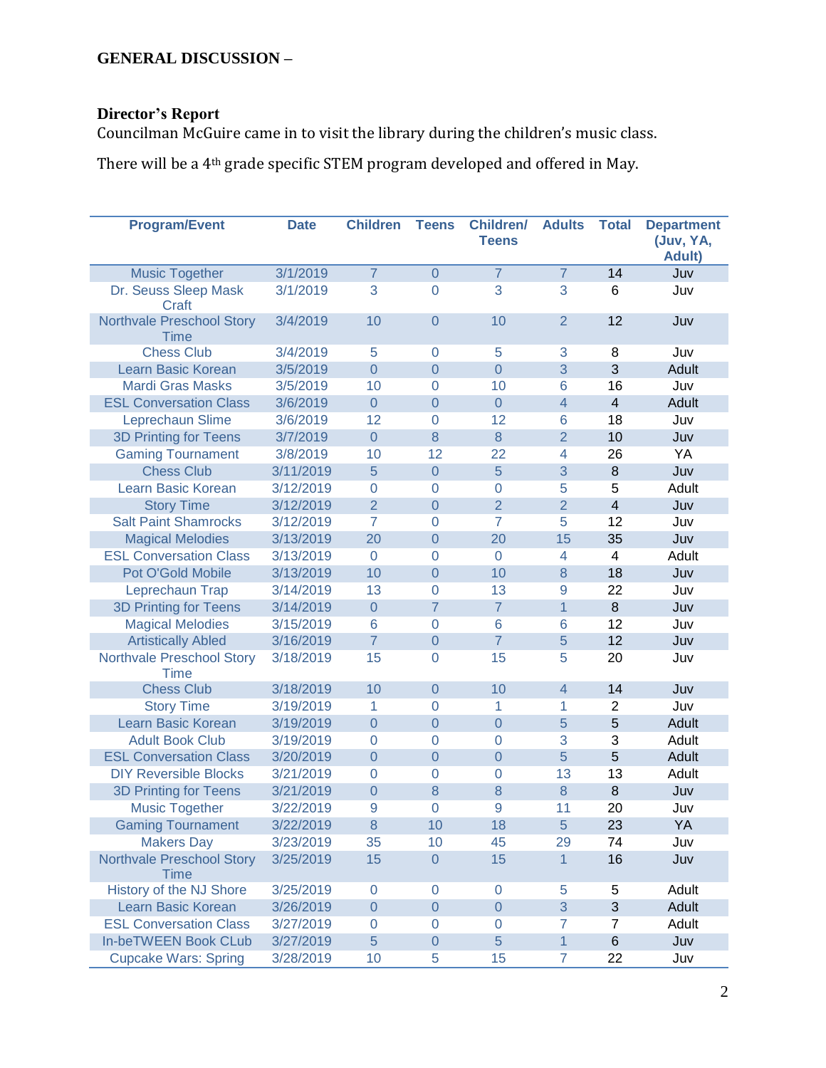**GENERAL DISCUSSION –**

**Director's Report**

Councilman McGuire came in to visit the library during the children's music class.

There will be a 4th grade specific STEM program developed and offered in May.

| Program/Event | Date | Children | Teens | Children/ Teens | Adults | Total | Department (Juv, YA, Adult) |
|---|---|---|---|---|---|---|---|
| Music Together | 3/1/2019 | 7 | 0 | 7 | 7 | 14 | Juv |
| Dr. Seuss Sleep Mask Craft | 3/1/2019 | 3 | 0 | 3 | 3 | 6 | Juv |
| Northvale Preschool Story Time | 3/4/2019 | 10 | 0 | 10 | 2 | 12 | Juv |
| Chess Club | 3/4/2019 | 5 | 0 | 5 | 3 | 8 | Juv |
| Learn Basic Korean | 3/5/2019 | 0 | 0 | 0 | 3 | 3 | Adult |
| Mardi Gras Masks | 3/5/2019 | 10 | 0 | 10 | 6 | 16 | Juv |
| ESL Conversation Class | 3/6/2019 | 0 | 0 | 0 | 4 | 4 | Adult |
| Leprechaun Slime | 3/6/2019 | 12 | 0 | 12 | 6 | 18 | Juv |
| 3D Printing for Teens | 3/7/2019 | 0 | 8 | 8 | 2 | 10 | Juv |
| Gaming Tournament | 3/8/2019 | 10 | 12 | 22 | 4 | 26 | YA |
| Chess Club | 3/11/2019 | 5 | 0 | 5 | 3 | 8 | Juv |
| Learn Basic Korean | 3/12/2019 | 0 | 0 | 0 | 5 | 5 | Adult |
| Story Time | 3/12/2019 | 2 | 0 | 2 | 2 | 4 | Juv |
| Salt Paint Shamrocks | 3/12/2019 | 7 | 0 | 7 | 5 | 12 | Juv |
| Magical Melodies | 3/13/2019 | 20 | 0 | 20 | 15 | 35 | Juv |
| ESL Conversation Class | 3/13/2019 | 0 | 0 | 0 | 4 | 4 | Adult |
| Pot O'Gold Mobile | 3/13/2019 | 10 | 0 | 10 | 8 | 18 | Juv |
| Leprechaun Trap | 3/14/2019 | 13 | 0 | 13 | 9 | 22 | Juv |
| 3D Printing for Teens | 3/14/2019 | 0 | 7 | 7 | 1 | 8 | Juv |
| Magical Melodies | 3/15/2019 | 6 | 0 | 6 | 6 | 12 | Juv |
| Artistically Abled | 3/16/2019 | 7 | 0 | 7 | 5 | 12 | Juv |
| Northvale Preschool Story Time | 3/18/2019 | 15 | 0 | 15 | 5 | 20 | Juv |
| Chess Club | 3/18/2019 | 10 | 0 | 10 | 4 | 14 | Juv |
| Story Time | 3/19/2019 | 1 | 0 | 1 | 1 | 2 | Juv |
| Learn Basic Korean | 3/19/2019 | 0 | 0 | 0 | 5 | 5 | Adult |
| Adult Book Club | 3/19/2019 | 0 | 0 | 0 | 3 | 3 | Adult |
| ESL Conversation Class | 3/20/2019 | 0 | 0 | 0 | 5 | 5 | Adult |
| DIY Reversible Blocks | 3/21/2019 | 0 | 0 | 0 | 13 | 13 | Adult |
| 3D Printing for Teens | 3/21/2019 | 0 | 8 | 8 | 8 | 8 | Juv |
| Music Together | 3/22/2019 | 9 | 0 | 9 | 11 | 20 | Juv |
| Gaming Tournament | 3/22/2019 | 8 | 10 | 18 | 5 | 23 | YA |
| Makers Day | 3/23/2019 | 35 | 10 | 45 | 29 | 74 | Juv |
| Northvale Preschool Story Time | 3/25/2019 | 15 | 0 | 15 | 1 | 16 | Juv |
| History of the NJ Shore | 3/25/2019 | 0 | 0 | 0 | 5 | 5 | Adult |
| Learn Basic Korean | 3/26/2019 | 0 | 0 | 0 | 3 | 3 | Adult |
| ESL Conversation Class | 3/27/2019 | 0 | 0 | 0 | 7 | 7 | Adult |
| In-beTWEEN Book CLub | 3/27/2019 | 5 | 0 | 5 | 1 | 6 | Juv |
| Cupcake Wars: Spring | 3/28/2019 | 10 | 5 | 15 | 7 | 22 | Juv |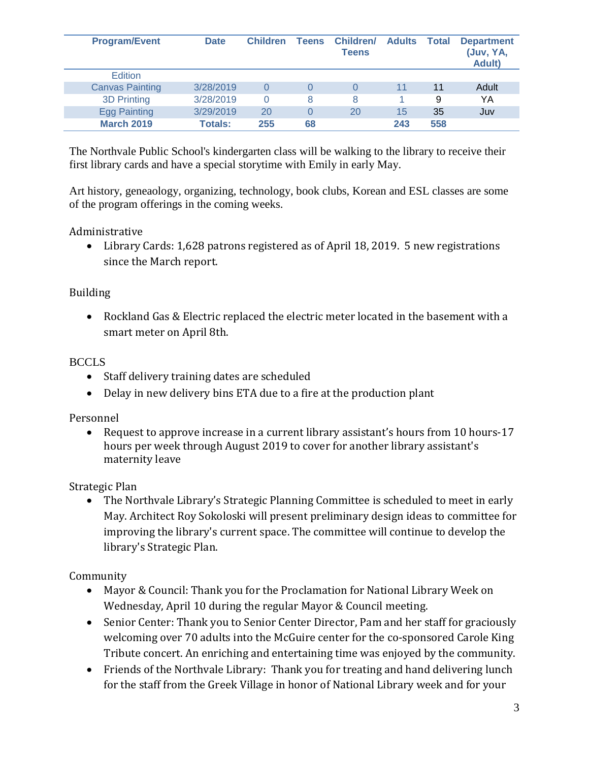| Program/Event | Date | Children | Teens | Children/ Teens | Adults | Total | Department (Juv, YA, Adult) |
|---|---|---|---|---|---|---|---|
| Edition | | | | | | | |
| Canvas Painting | 3/28/2019 | 0 | 0 | 0 | 11 | 11 | Adult |
| 3D Printing | 3/28/2019 | 0 | 8 | 8 | 1 | 9 | YA |
| Egg Painting | 3/29/2019 | 20 | 0 | 20 | 15 | 35 | Juv |
| **March 2019** | **Totals:** | **255** | **68** | | **243** | **558** | |

The Northvale Public School's kindergarten class will be walking to the library to receive their first library cards and have a special storytime with Emily in early May.

Art history, geneaology, organizing, technology, book clubs, Korean and ESL classes are some of the program offerings in the coming weeks.

Administrative

- Library Cards: 1,628 patrons registered as of April 18, 2019. 5 new registrations since the March report.

Building

- Rockland Gas & Electric replaced the electric meter located in the basement with a smart meter on April 8th.

BCCLS

- Staff delivery training dates are scheduled
- Delay in new delivery bins ETA due to a fire at the production plant

Personnel

- Request to approve increase in a current library assistant's hours from 10 hours-17 hours per week through August 2019 to cover for another library assistant's maternity leave

Strategic Plan

- The Northvale Library's Strategic Planning Committee is scheduled to meet in early May. Architect Roy Sokoloski will present preliminary design ideas to committee for improving the library's current space. The committee will continue to develop the library's Strategic Plan.

Community

- Mayor & Council: Thank you for the Proclamation for National Library Week on Wednesday, April 10 during the regular Mayor & Council meeting.
- Senior Center: Thank you to Senior Center Director, Pam and her staff for graciously welcoming over 70 adults into the McGuire center for the co-sponsored Carole King Tribute concert. An enriching and entertaining time was enjoyed by the community.
- Friends of the Northvale Library: Thank you for treating and hand delivering lunch for the staff from the Greek Village in honor of National Library week and for your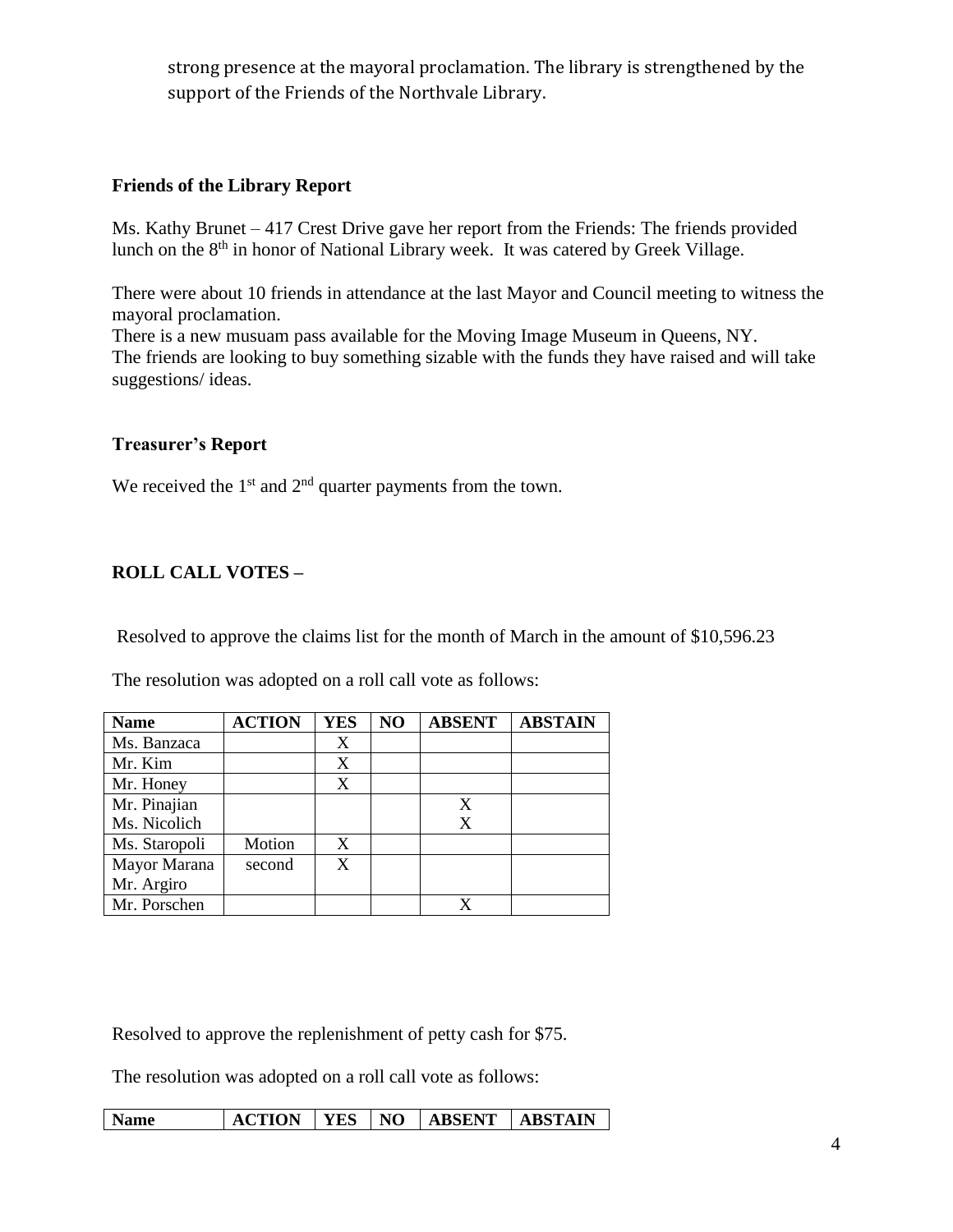strong presence at the mayoral proclamation. The library is strengthened by the support of the Friends of the Northvale Library.

### Friends of the Library Report

Ms. Kathy Brunet – 417 Crest Drive gave her report from the Friends: The friends provided lunch on the 8th in honor of National Library week. It was catered by Greek Village.

There were about 10 friends in attendance at the last Mayor and Council meeting to witness the mayoral proclamation.
There is a new musuam pass available for the Moving Image Museum in Queens, NY.
The friends are looking to buy something sizable with the funds they have raised and will take suggestions/ ideas.

### Treasurer's Report

We received the 1st and 2nd quarter payments from the town.

### ROLL CALL VOTES –

Resolved to approve the claims list for the month of March in the amount of $10,596.23

The resolution was adopted on a roll call vote as follows:

| Name | ACTION | YES | NO | ABSENT | ABSTAIN |
|---|---|---|---|---|---|
| Ms. Banzaca | | X | | | |
| Mr. Kim | | X | | | |
| Mr. Honey | | X | | | |
| Mr. Pinajian | | | | X | |
| Ms. Nicolich | | | | X | |
| Ms. Staropoli | Motion | X | | | |
| Mayor Marana | second | X | | | |
| Mr. Argiro | | | | | |
| Mr. Porschen | | | | X | |

Resolved to approve the replenishment of petty cash for $75.

The resolution was adopted on a roll call vote as follows:

| Name | ACTION | YES | NO | ABSENT | ABSTAIN |
|---|---|---|---|---|---|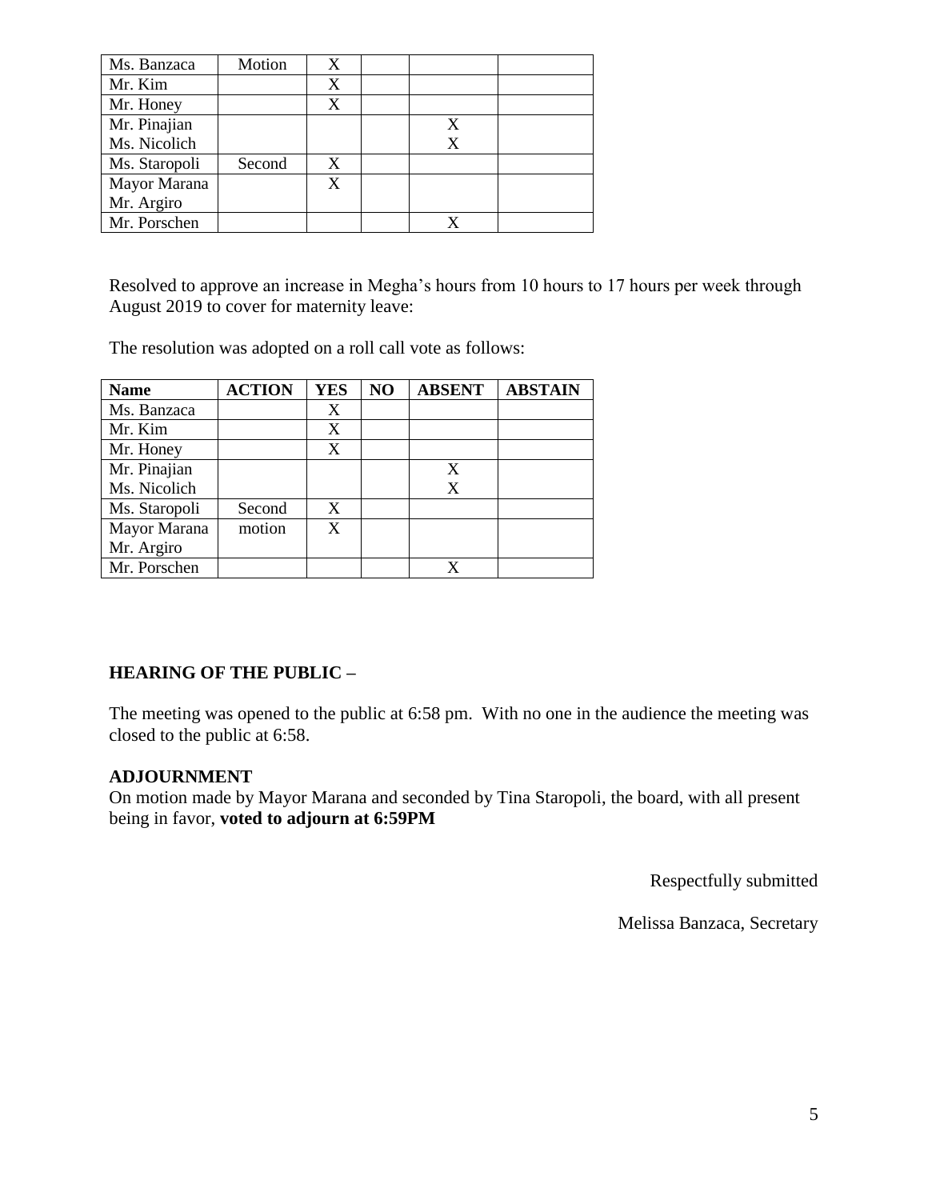| | | | | | |
|---|---|---|---|---|---|
| Ms. Banzaca | Motion | X | | | |
| Mr. Kim | | X | | | |
| Mr. Honey | | X | | | |
| Mr. Pinajian | | | | X | |
| Ms. Nicolich | | | | X | |
| Ms. Staropoli | Second | X | | | |
| Mayor Marana | | X | | | |
| Mr. Argiro | | | | | |
| Mr. Porschen | | | | X | |

Resolved to approve an increase in Megha's hours from 10 hours to 17 hours per week through August 2019 to cover for maternity leave:

The resolution was adopted on a roll call vote as follows:

| Name | ACTION | YES | NO | ABSENT | ABSTAIN |
|---|---|---|---|---|---|
| Ms. Banzaca | | X | | | |
| Mr. Kim | | X | | | |
| Mr. Honey | | X | | | |
| Mr. Pinajian | | | | X | |
| Ms. Nicolich | | | | X | |
| Ms. Staropoli | Second | X | | | |
| Mayor Marana | motion | X | | | |
| Mr. Argiro | | | | | |
| Mr. Porschen | | | | X | |

**HEARING OF THE PUBLIC –**

The meeting was opened to the public at 6:58 pm. With no one in the audience the meeting was closed to the public at 6:58.

**ADJOURNMENT**

On motion made by Mayor Marana and seconded by Tina Staropoli, the board, with all present being in favor, **voted to adjourn at 6:59PM**

Respectfully submitted

Melissa Banzaca, Secretary